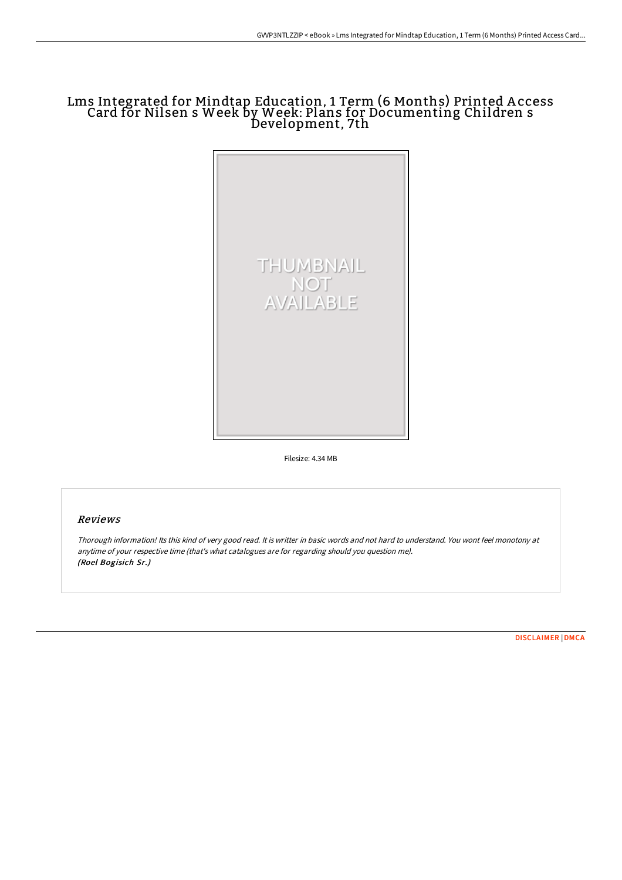# Lms Integrated for Mindtap Education, 1 Term (6 Months) Printed Access Card for Nilsen s Week by Week: Plans for Documenting Children s Development, 7th

Filesize: 4.34 MB

## Reviews

*Thorough information! Its this kind of very good read. It is writter in basic words and not hard to understand. You wont feel monotony at anytime of your respective time (that's what catalogues are for regarding should you question me).*
***(Roel Bogisich Sr.)***

DISCLAIMER | DMCA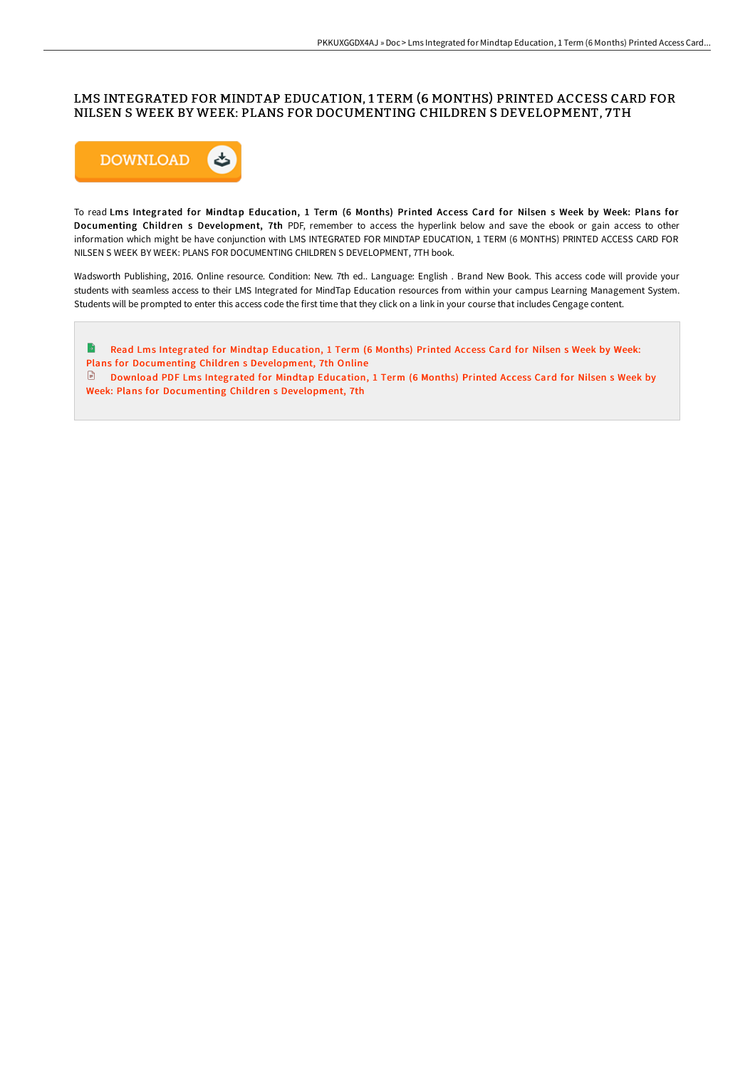# LMS INTEGRATED FOR MINDTAP EDUCATION, 1 TERM (6 MONTHS) PRINTED ACCESS CARD FOR NILSEN S WEEK BY WEEK: PLANS FOR DOCUMENTING CHILDREN S DEVELOPMENT, 7TH

DOWNLOAD

To read **Lms Integrated for Mindtap Education, 1 Term (6 Months) Printed Access Card for Nilsen s Week by Week: Plans for Documenting Children s Development, 7th** PDF, remember to access the hyperlink below and save the ebook or gain access to other information which might be have conjunction with LMS INTEGRATED FOR MINDTAP EDUCATION, 1 TERM (6 MONTHS) PRINTED ACCESS CARD FOR NILSEN S WEEK BY WEEK: PLANS FOR DOCUMENTING CHILDREN S DEVELOPMENT, 7TH book.

Wadsworth Publishing, 2016. Online resource. Condition: New. 7th ed.. Language: English . Brand New Book. This access code will provide your students with seamless access to their LMS Integrated for MindTap Education resources from within your campus Learning Management System. Students will be prompted to enter this access code the first time that they click on a link in your course that includes Cengage content.

Read Lms Integrated for Mindtap Education, 1 Term (6 Months) Printed Access Card for Nilsen s Week by Week: Plans for Documenting Children s Development, 7th Online

Download PDF Lms Integrated for Mindtap Education, 1 Term (6 Months) Printed Access Card for Nilsen s Week by Week: Plans for Documenting Children s Development, 7th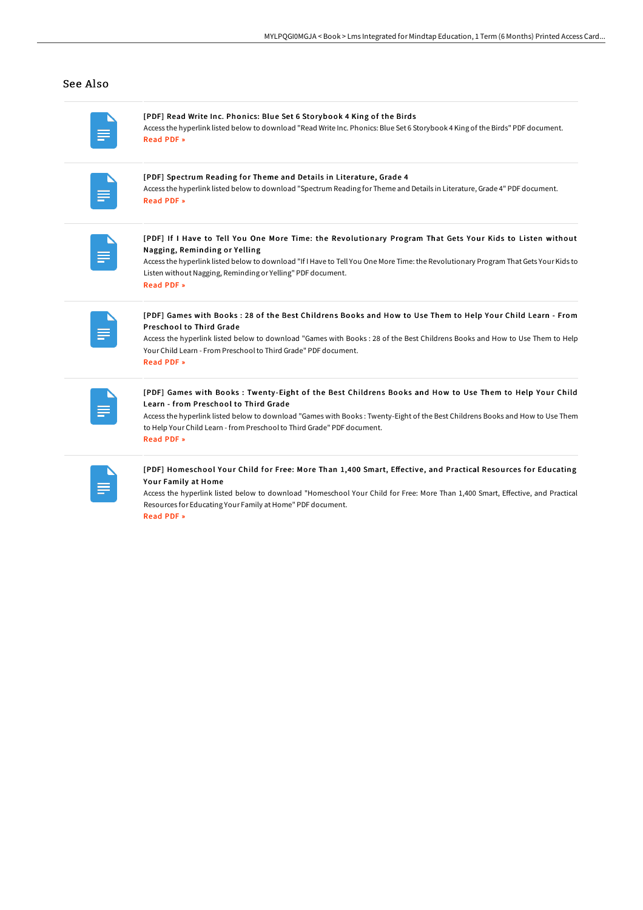## See Also

**[PDF] Read Write Inc. Phonics: Blue Set 6 Storybook 4 King of the Birds**

Access the hyperlink listed below to download "Read Write Inc. Phonics: Blue Set 6 Storybook 4 King of the Birds" PDF document.

Read PDF »

**[PDF] Spectrum Reading for Theme and Details in Literature, Grade 4**

Access the hyperlink listed below to download "Spectrum Reading for Theme and Details in Literature, Grade 4" PDF document.

Read PDF »

**[PDF] If I Have to Tell You One More Time: the Revolutionary Program That Gets Your Kids to Listen without Nagging, Reminding or Yelling**

Access the hyperlink listed below to download "If I Have to Tell You One More Time: the Revolutionary Program That Gets Your Kids to Listen without Nagging, Reminding or Yelling" PDF document.

Read PDF »

**[PDF] Games with Books : 28 of the Best Childrens Books and How to Use Them to Help Your Child Learn - From Preschool to Third Grade**

Access the hyperlink listed below to download "Games with Books : 28 of the Best Childrens Books and How to Use Them to Help Your Child Learn - From Preschool to Third Grade" PDF document.

Read PDF »

**[PDF] Games with Books : Twenty-Eight of the Best Childrens Books and How to Use Them to Help Your Child Learn - from Preschool to Third Grade**

Access the hyperlink listed below to download "Games with Books : Twenty-Eight of the Best Childrens Books and How to Use Them to Help Your Child Learn - from Preschool to Third Grade" PDF document.

Read PDF »

**[PDF] Homeschool Your Child for Free: More Than 1,400 Smart, Effective, and Practical Resources for Educating Your Family at Home**

Access the hyperlink listed below to download "Homeschool Your Child for Free: More Than 1,400 Smart, Effective, and Practical Resources for Educating Your Family at Home" PDF document.

Read PDF »